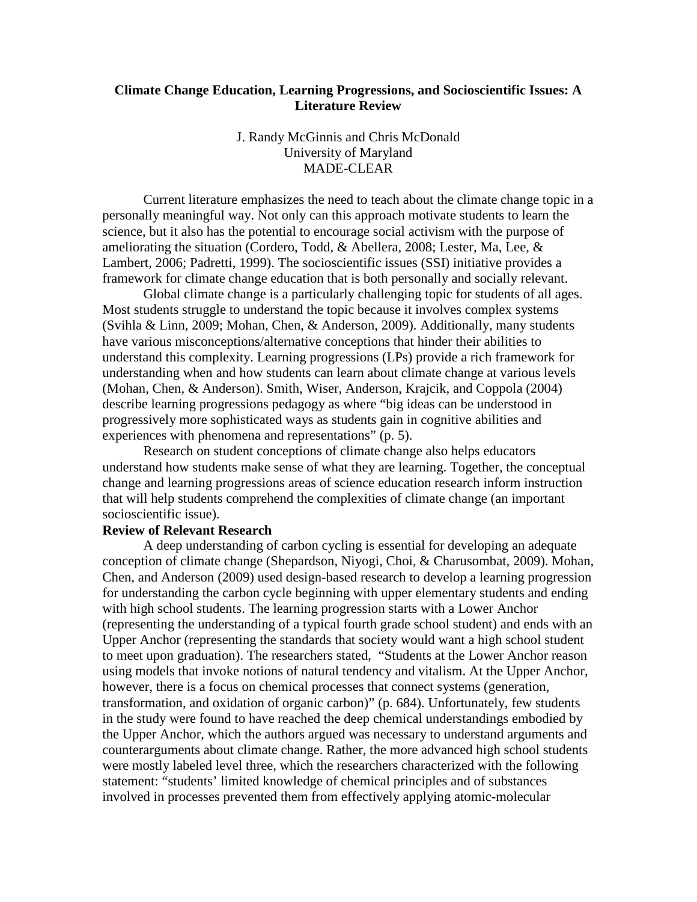# Climate Change Education, Learning Progressions, and Socioscientific Issues: A Literature Review

J. Randy McGinnis and Chris McDonald  
University of Maryland  
MADE-CLEAR

Current literature emphasizes the need to teach about the climate change topic in a personally meaningful way. Not only can this approach motivate students to learn the science, but it also has the potential to encourage social activism with the purpose of ameliorating the situation (Cordero, Todd, & Abellera, 2008; Lester, Ma, Lee, & Lambert, 2006; Padretti, 1999). The socioscientific issues (SSI) initiative provides a framework for climate change education that is both personally and socially relevant.

Global climate change is a particularly challenging topic for students of all ages. Most students struggle to understand the topic because it involves complex systems (Svihla & Linn, 2009; Mohan, Chen, & Anderson, 2009). Additionally, many students have various misconceptions/alternative conceptions that hinder their abilities to understand this complexity. Learning progressions (LPs) provide a rich framework for understanding when and how students can learn about climate change at various levels (Mohan, Chen, & Anderson). Smith, Wiser, Anderson, Krajcik, and Coppola (2004) describe learning progressions pedagogy as where "big ideas can be understood in progressively more sophisticated ways as students gain in cognitive abilities and experiences with phenomena and representations" (p. 5).

Research on student conceptions of climate change also helps educators understand how students make sense of what they are learning. Together, the conceptual change and learning progressions areas of science education research inform instruction that will help students comprehend the complexities of climate change (an important socioscientific issue).

**Review of Relevant Research**

A deep understanding of carbon cycling is essential for developing an adequate conception of climate change (Shepardson, Niyogi, Choi, & Charusombat, 2009). Mohan, Chen, and Anderson (2009) used design-based research to develop a learning progression for understanding the carbon cycle beginning with upper elementary students and ending with high school students. The learning progression starts with a Lower Anchor (representing the understanding of a typical fourth grade school student) and ends with an Upper Anchor (representing the standards that society would want a high school student to meet upon graduation). The researchers stated, "Students at the Lower Anchor reason using models that invoke notions of natural tendency and vitalism. At the Upper Anchor, however, there is a focus on chemical processes that connect systems (generation, transformation, and oxidation of organic carbon)" (p. 684). Unfortunately, few students in the study were found to have reached the deep chemical understandings embodied by the Upper Anchor, which the authors argued was necessary to understand arguments and counterarguments about climate change. Rather, the more advanced high school students were mostly labeled level three, which the researchers characterized with the following statement: "students' limited knowledge of chemical principles and of substances involved in processes prevented them from effectively applying atomic-molecular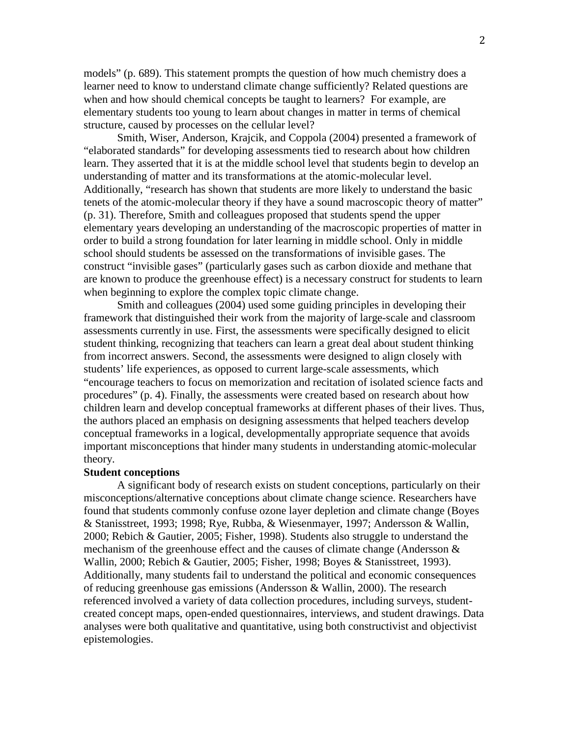models" (p. 689). This statement prompts the question of how much chemistry does a learner need to know to understand climate change sufficiently? Related questions are when and how should chemical concepts be taught to learners? For example, are elementary students too young to learn about changes in matter in terms of chemical structure, caused by processes on the cellular level?

Smith, Wiser, Anderson, Krajcik, and Coppola (2004) presented a framework of "elaborated standards" for developing assessments tied to research about how children learn. They asserted that it is at the middle school level that students begin to develop an understanding of matter and its transformations at the atomic-molecular level. Additionally, "research has shown that students are more likely to understand the basic tenets of the atomic-molecular theory if they have a sound macroscopic theory of matter" (p. 31). Therefore, Smith and colleagues proposed that students spend the upper elementary years developing an understanding of the macroscopic properties of matter in order to build a strong foundation for later learning in middle school. Only in middle school should students be assessed on the transformations of invisible gases. The construct "invisible gases" (particularly gases such as carbon dioxide and methane that are known to produce the greenhouse effect) is a necessary construct for students to learn when beginning to explore the complex topic climate change.

Smith and colleagues (2004) used some guiding principles in developing their framework that distinguished their work from the majority of large-scale and classroom assessments currently in use. First, the assessments were specifically designed to elicit student thinking, recognizing that teachers can learn a great deal about student thinking from incorrect answers. Second, the assessments were designed to align closely with students' life experiences, as opposed to current large-scale assessments, which "encourage teachers to focus on memorization and recitation of isolated science facts and procedures" (p. 4). Finally, the assessments were created based on research about how children learn and develop conceptual frameworks at different phases of their lives. Thus, the authors placed an emphasis on designing assessments that helped teachers develop conceptual frameworks in a logical, developmentally appropriate sequence that avoids important misconceptions that hinder many students in understanding atomic-molecular theory.

**Student conceptions**

A significant body of research exists on student conceptions, particularly on their misconceptions/alternative conceptions about climate change science. Researchers have found that students commonly confuse ozone layer depletion and climate change (Boyes & Stanisstreet, 1993; 1998; Rye, Rubba, & Wiesenmayer, 1997; Andersson & Wallin, 2000; Rebich & Gautier, 2005; Fisher, 1998). Students also struggle to understand the mechanism of the greenhouse effect and the causes of climate change (Andersson & Wallin, 2000; Rebich & Gautier, 2005; Fisher, 1998; Boyes & Stanisstreet, 1993). Additionally, many students fail to understand the political and economic consequences of reducing greenhouse gas emissions (Andersson & Wallin, 2000). The research referenced involved a variety of data collection procedures, including surveys, student-created concept maps, open-ended questionnaires, interviews, and student drawings. Data analyses were both qualitative and quantitative, using both constructivist and objectivist epistemologies.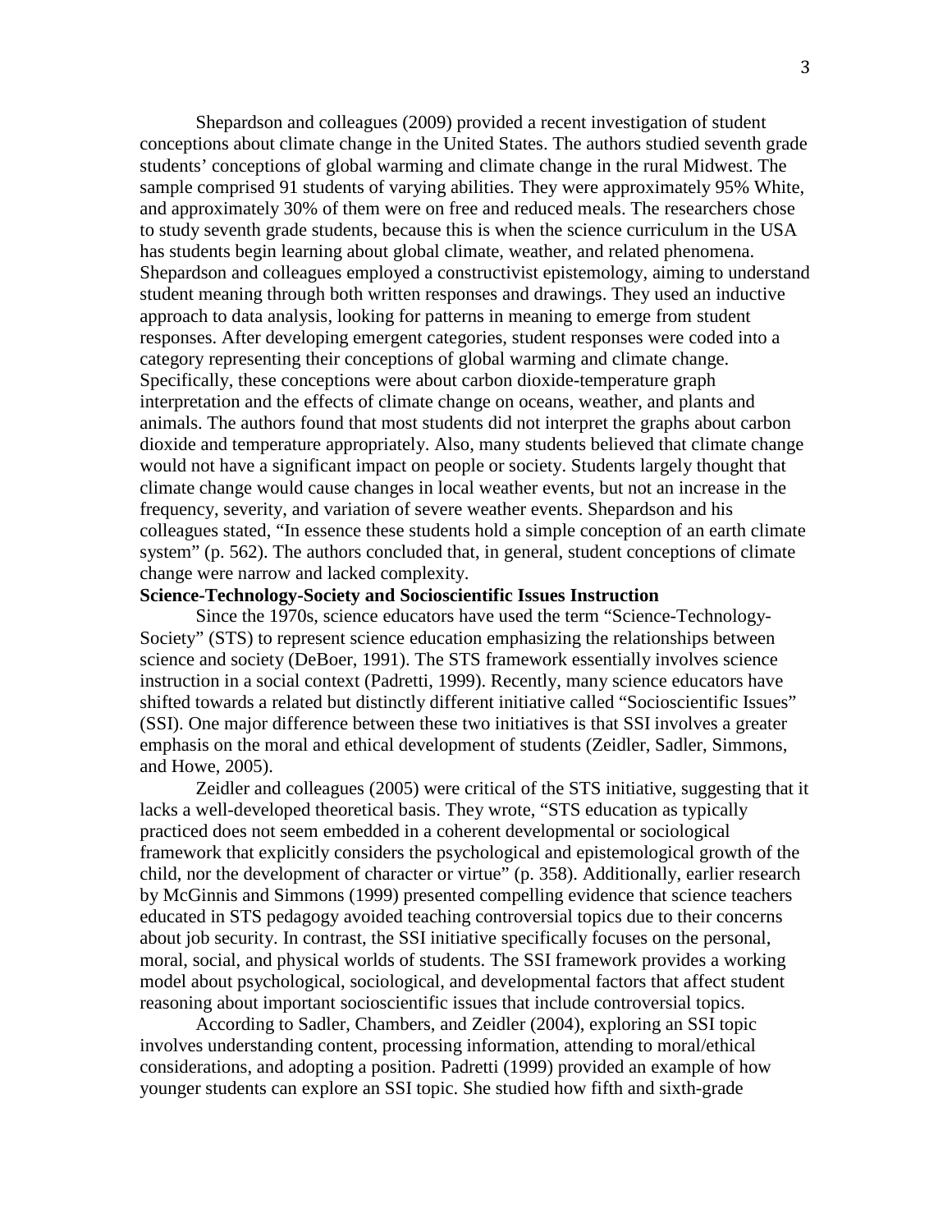Shepardson and colleagues (2009) provided a recent investigation of student conceptions about climate change in the United States. The authors studied seventh grade students' conceptions of global warming and climate change in the rural Midwest. The sample comprised 91 students of varying abilities. They were approximately 95% White, and approximately 30% of them were on free and reduced meals. The researchers chose to study seventh grade students, because this is when the science curriculum in the USA has students begin learning about global climate, weather, and related phenomena. Shepardson and colleagues employed a constructivist epistemology, aiming to understand student meaning through both written responses and drawings. They used an inductive approach to data analysis, looking for patterns in meaning to emerge from student responses. After developing emergent categories, student responses were coded into a category representing their conceptions of global warming and climate change. Specifically, these conceptions were about carbon dioxide-temperature graph interpretation and the effects of climate change on oceans, weather, and plants and animals. The authors found that most students did not interpret the graphs about carbon dioxide and temperature appropriately. Also, many students believed that climate change would not have a significant impact on people or society. Students largely thought that climate change would cause changes in local weather events, but not an increase in the frequency, severity, and variation of severe weather events. Shepardson and his colleagues stated, "In essence these students hold a simple conception of an earth climate system" (p. 562). The authors concluded that, in general, student conceptions of climate change were narrow and lacked complexity.

**Science-Technology-Society and Socioscientific Issues Instruction**

Since the 1970s, science educators have used the term "Science-Technology-Society" (STS) to represent science education emphasizing the relationships between science and society (DeBoer, 1991). The STS framework essentially involves science instruction in a social context (Padretti, 1999). Recently, many science educators have shifted towards a related but distinctly different initiative called "Socioscientific Issues" (SSI). One major difference between these two initiatives is that SSI involves a greater emphasis on the moral and ethical development of students (Zeidler, Sadler, Simmons, and Howe, 2005).

Zeidler and colleagues (2005) were critical of the STS initiative, suggesting that it lacks a well-developed theoretical basis. They wrote, "STS education as typically practiced does not seem embedded in a coherent developmental or sociological framework that explicitly considers the psychological and epistemological growth of the child, nor the development of character or virtue" (p. 358). Additionally, earlier research by McGinnis and Simmons (1999) presented compelling evidence that science teachers educated in STS pedagogy avoided teaching controversial topics due to their concerns about job security. In contrast, the SSI initiative specifically focuses on the personal, moral, social, and physical worlds of students. The SSI framework provides a working model about psychological, sociological, and developmental factors that affect student reasoning about important socioscientific issues that include controversial topics.

According to Sadler, Chambers, and Zeidler (2004), exploring an SSI topic involves understanding content, processing information, attending to moral/ethical considerations, and adopting a position. Padretti (1999) provided an example of how younger students can explore an SSI topic. She studied how fifth and sixth-grade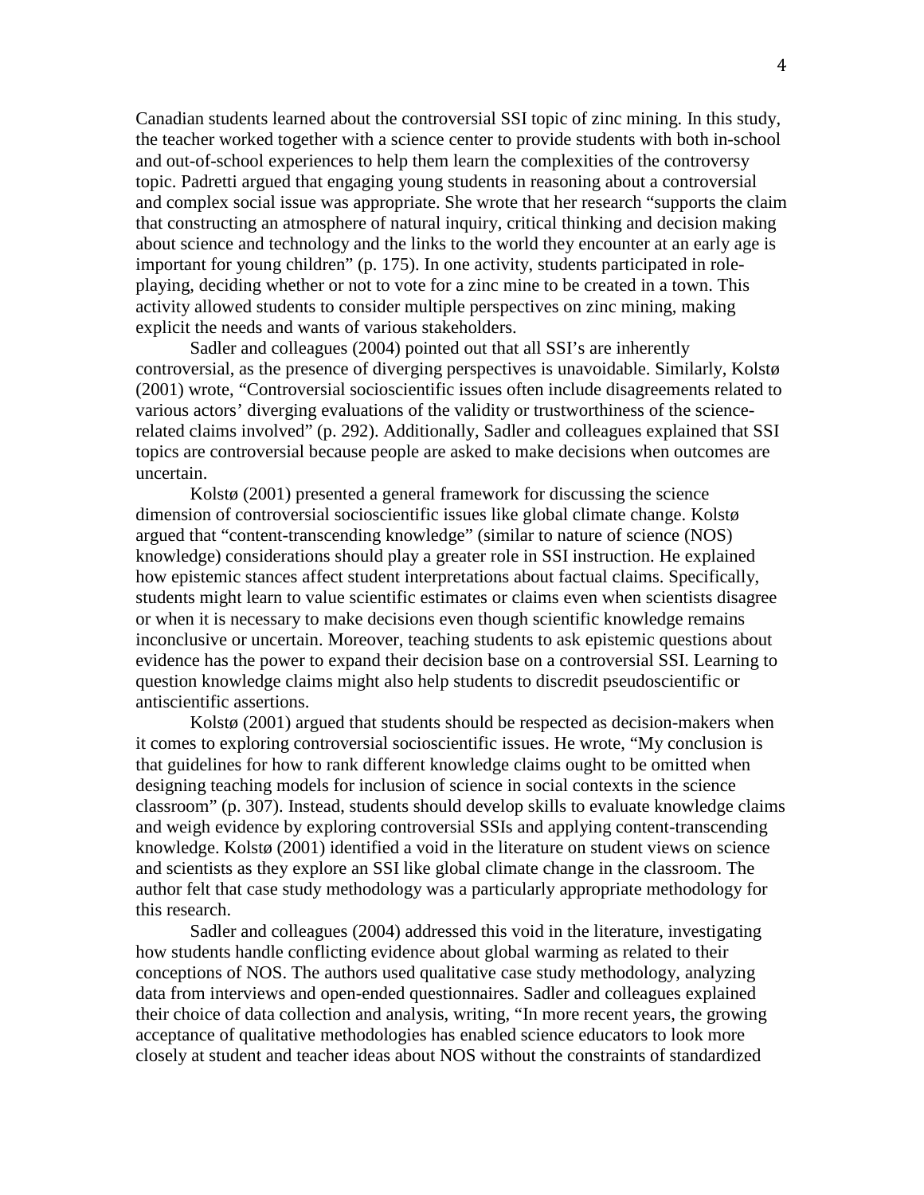Canadian students learned about the controversial SSI topic of zinc mining. In this study, the teacher worked together with a science center to provide students with both in-school and out-of-school experiences to help them learn the complexities of the controversy topic. Padretti argued that engaging young students in reasoning about a controversial and complex social issue was appropriate. She wrote that her research "supports the claim that constructing an atmosphere of natural inquiry, critical thinking and decision making about science and technology and the links to the world they encounter at an early age is important for young children" (p. 175). In one activity, students participated in role-playing, deciding whether or not to vote for a zinc mine to be created in a town. This activity allowed students to consider multiple perspectives on zinc mining, making explicit the needs and wants of various stakeholders.

Sadler and colleagues (2004) pointed out that all SSI's are inherently controversial, as the presence of diverging perspectives is unavoidable. Similarly, Kolstø (2001) wrote, "Controversial socioscientific issues often include disagreements related to various actors' diverging evaluations of the validity or trustworthiness of the science-related claims involved" (p. 292). Additionally, Sadler and colleagues explained that SSI topics are controversial because people are asked to make decisions when outcomes are uncertain.

Kolstø (2001) presented a general framework for discussing the science dimension of controversial socioscientific issues like global climate change. Kolstø argued that "content-transcending knowledge" (similar to nature of science (NOS) knowledge) considerations should play a greater role in SSI instruction. He explained how epistemic stances affect student interpretations about factual claims. Specifically, students might learn to value scientific estimates or claims even when scientists disagree or when it is necessary to make decisions even though scientific knowledge remains inconclusive or uncertain. Moreover, teaching students to ask epistemic questions about evidence has the power to expand their decision base on a controversial SSI. Learning to question knowledge claims might also help students to discredit pseudoscientific or antiscientific assertions.

Kolstø (2001) argued that students should be respected as decision-makers when it comes to exploring controversial socioscientific issues. He wrote, "My conclusion is that guidelines for how to rank different knowledge claims ought to be omitted when designing teaching models for inclusion of science in social contexts in the science classroom" (p. 307). Instead, students should develop skills to evaluate knowledge claims and weigh evidence by exploring controversial SSIs and applying content-transcending knowledge. Kolstø (2001) identified a void in the literature on student views on science and scientists as they explore an SSI like global climate change in the classroom. The author felt that case study methodology was a particularly appropriate methodology for this research.

Sadler and colleagues (2004) addressed this void in the literature, investigating how students handle conflicting evidence about global warming as related to their conceptions of NOS. The authors used qualitative case study methodology, analyzing data from interviews and open-ended questionnaires. Sadler and colleagues explained their choice of data collection and analysis, writing, "In more recent years, the growing acceptance of qualitative methodologies has enabled science educators to look more closely at student and teacher ideas about NOS without the constraints of standardized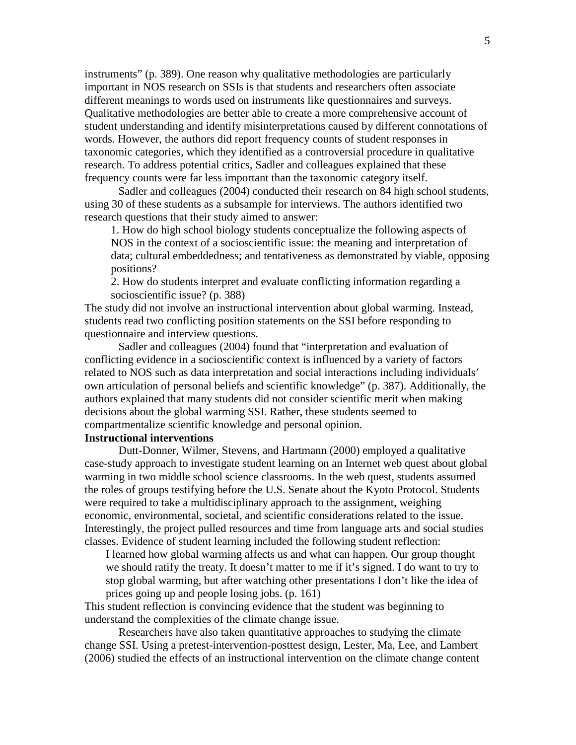instruments" (p. 389). One reason why qualitative methodologies are particularly important in NOS research on SSIs is that students and researchers often associate different meanings to words used on instruments like questionnaires and surveys. Qualitative methodologies are better able to create a more comprehensive account of student understanding and identify misinterpretations caused by different connotations of words. However, the authors did report frequency counts of student responses in taxonomic categories, which they identified as a controversial procedure in qualitative research. To address potential critics, Sadler and colleagues explained that these frequency counts were far less important than the taxonomic category itself.

Sadler and colleagues (2004) conducted their research on 84 high school students, using 30 of these students as a subsample for interviews. The authors identified two research questions that their study aimed to answer:

> 1. How do high school biology students conceptualize the following aspects of NOS in the context of a socioscientific issue: the meaning and interpretation of data; cultural embeddedness; and tentativeness as demonstrated by viable, opposing positions?
>
> 2. How do students interpret and evaluate conflicting information regarding a socioscientific issue? (p. 388)

The study did not involve an instructional intervention about global warming. Instead, students read two conflicting position statements on the SSI before responding to questionnaire and interview questions.

Sadler and colleagues (2004) found that "interpretation and evaluation of conflicting evidence in a socioscientific context is influenced by a variety of factors related to NOS such as data interpretation and social interactions including individuals' own articulation of personal beliefs and scientific knowledge" (p. 387). Additionally, the authors explained that many students did not consider scientific merit when making decisions about the global warming SSI. Rather, these students seemed to compartmentalize scientific knowledge and personal opinion.

**Instructional interventions**

Dutt-Donner, Wilmer, Stevens, and Hartmann (2000) employed a qualitative case-study approach to investigate student learning on an Internet web quest about global warming in two middle school science classrooms. In the web quest, students assumed the roles of groups testifying before the U.S. Senate about the Kyoto Protocol. Students were required to take a multidisciplinary approach to the assignment, weighing economic, environmental, societal, and scientific considerations related to the issue. Interestingly, the project pulled resources and time from language arts and social studies classes. Evidence of student learning included the following student reflection:

> I learned how global warming affects us and what can happen. Our group thought we should ratify the treaty. It doesn't matter to me if it's signed. I do want to try to stop global warming, but after watching other presentations I don't like the idea of prices going up and people losing jobs. (p. 161)

This student reflection is convincing evidence that the student was beginning to understand the complexities of the climate change issue.

Researchers have also taken quantitative approaches to studying the climate change SSI. Using a pretest-intervention-posttest design, Lester, Ma, Lee, and Lambert (2006) studied the effects of an instructional intervention on the climate change content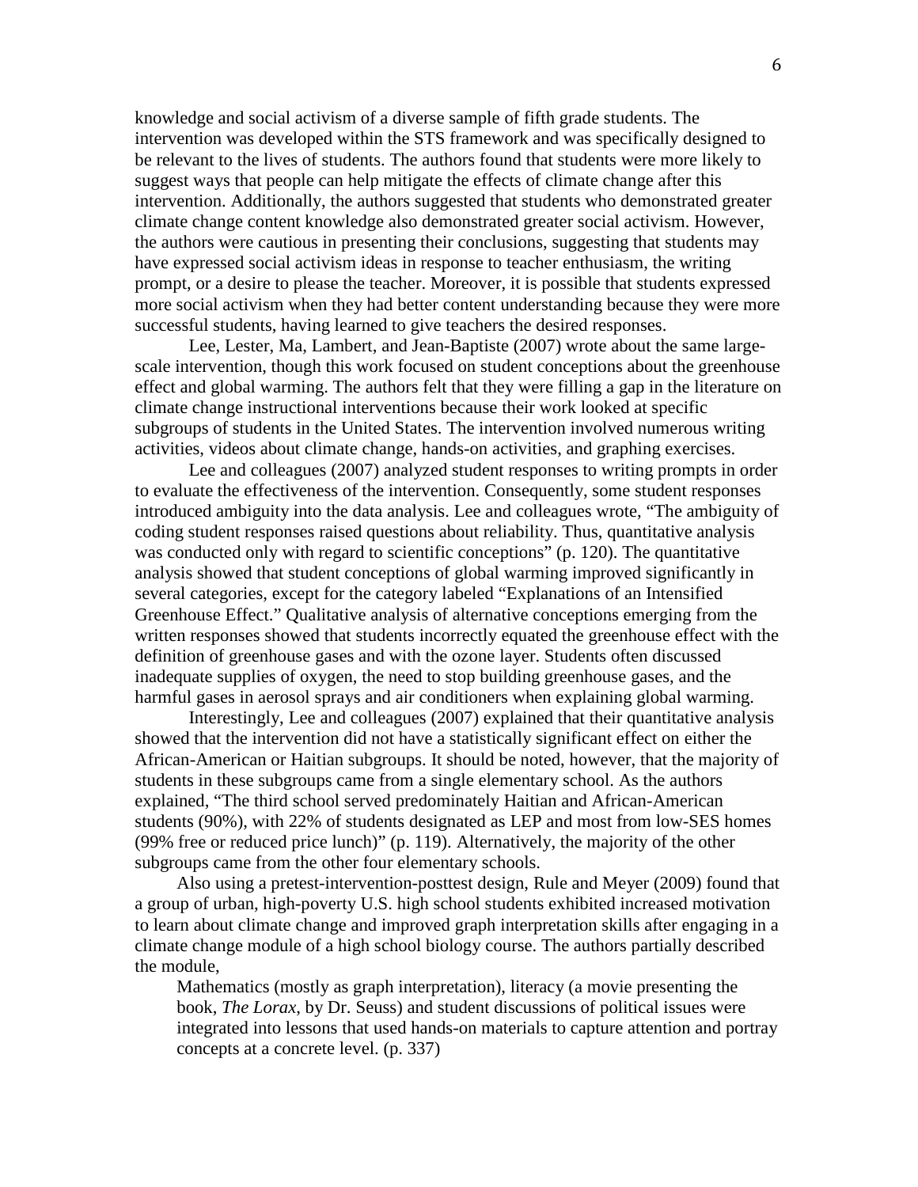knowledge and social activism of a diverse sample of fifth grade students. The intervention was developed within the STS framework and was specifically designed to be relevant to the lives of students. The authors found that students were more likely to suggest ways that people can help mitigate the effects of climate change after this intervention. Additionally, the authors suggested that students who demonstrated greater climate change content knowledge also demonstrated greater social activism. However, the authors were cautious in presenting their conclusions, suggesting that students may have expressed social activism ideas in response to teacher enthusiasm, the writing prompt, or a desire to please the teacher. Moreover, it is possible that students expressed more social activism when they had better content understanding because they were more successful students, having learned to give teachers the desired responses.

Lee, Lester, Ma, Lambert, and Jean-Baptiste (2007) wrote about the same large-scale intervention, though this work focused on student conceptions about the greenhouse effect and global warming. The authors felt that they were filling a gap in the literature on climate change instructional interventions because their work looked at specific subgroups of students in the United States. The intervention involved numerous writing activities, videos about climate change, hands-on activities, and graphing exercises.

Lee and colleagues (2007) analyzed student responses to writing prompts in order to evaluate the effectiveness of the intervention. Consequently, some student responses introduced ambiguity into the data analysis. Lee and colleagues wrote, "The ambiguity of coding student responses raised questions about reliability. Thus, quantitative analysis was conducted only with regard to scientific conceptions" (p. 120). The quantitative analysis showed that student conceptions of global warming improved significantly in several categories, except for the category labeled "Explanations of an Intensified Greenhouse Effect." Qualitative analysis of alternative conceptions emerging from the written responses showed that students incorrectly equated the greenhouse effect with the definition of greenhouse gases and with the ozone layer. Students often discussed inadequate supplies of oxygen, the need to stop building greenhouse gases, and the harmful gases in aerosol sprays and air conditioners when explaining global warming.

Interestingly, Lee and colleagues (2007) explained that their quantitative analysis showed that the intervention did not have a statistically significant effect on either the African-American or Haitian subgroups. It should be noted, however, that the majority of students in these subgroups came from a single elementary school. As the authors explained, "The third school served predominately Haitian and African-American students (90%), with 22% of students designated as LEP and most from low-SES homes (99% free or reduced price lunch)" (p. 119). Alternatively, the majority of the other subgroups came from the other four elementary schools.

Also using a pretest-intervention-posttest design, Rule and Meyer (2009) found that a group of urban, high-poverty U.S. high school students exhibited increased motivation to learn about climate change and improved graph interpretation skills after engaging in a climate change module of a high school biology course. The authors partially described the module,

> Mathematics (mostly as graph interpretation), literacy (a movie presenting the book, *The Lorax,* by Dr. Seuss) and student discussions of political issues were integrated into lessons that used hands-on materials to capture attention and portray concepts at a concrete level. (p. 337)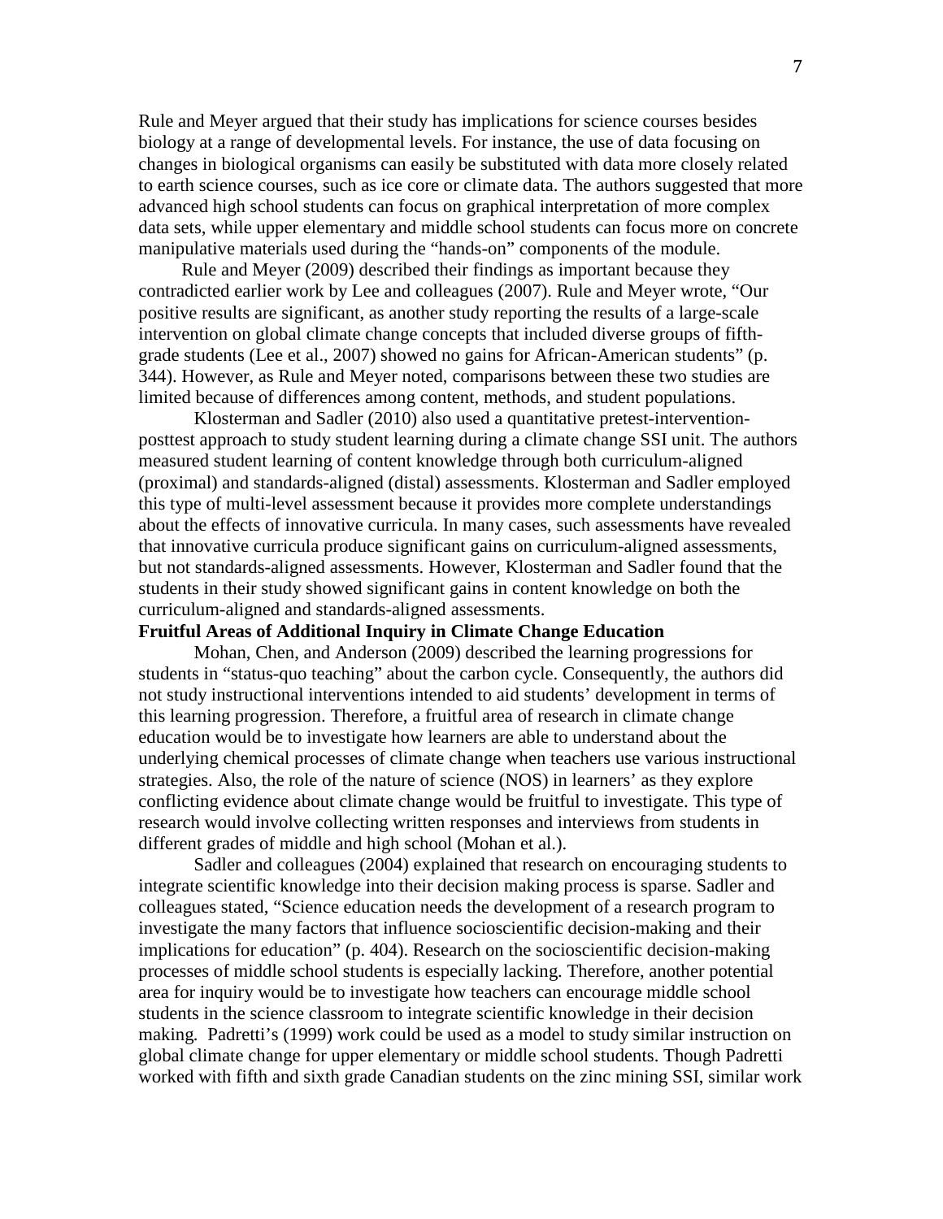Rule and Meyer argued that their study has implications for science courses besides biology at a range of developmental levels. For instance, the use of data focusing on changes in biological organisms can easily be substituted with data more closely related to earth science courses, such as ice core or climate data. The authors suggested that more advanced high school students can focus on graphical interpretation of more complex data sets, while upper elementary and middle school students can focus more on concrete manipulative materials used during the "hands-on" components of the module.

Rule and Meyer (2009) described their findings as important because they contradicted earlier work by Lee and colleagues (2007). Rule and Meyer wrote, "Our positive results are significant, as another study reporting the results of a large-scale intervention on global climate change concepts that included diverse groups of fifth-grade students (Lee et al., 2007) showed no gains for African-American students" (p. 344). However, as Rule and Meyer noted, comparisons between these two studies are limited because of differences among content, methods, and student populations.

Klosterman and Sadler (2010) also used a quantitative pretest-intervention-posttest approach to study student learning during a climate change SSI unit. The authors measured student learning of content knowledge through both curriculum-aligned (proximal) and standards-aligned (distal) assessments. Klosterman and Sadler employed this type of multi-level assessment because it provides more complete understandings about the effects of innovative curricula. In many cases, such assessments have revealed that innovative curricula produce significant gains on curriculum-aligned assessments, but not standards-aligned assessments. However, Klosterman and Sadler found that the students in their study showed significant gains in content knowledge on both the curriculum-aligned and standards-aligned assessments.

**Fruitful Areas of Additional Inquiry in Climate Change Education**

Mohan, Chen, and Anderson (2009) described the learning progressions for students in "status-quo teaching" about the carbon cycle. Consequently, the authors did not study instructional interventions intended to aid students' development in terms of this learning progression. Therefore, a fruitful area of research in climate change education would be to investigate how learners are able to understand about the underlying chemical processes of climate change when teachers use various instructional strategies. Also, the role of the nature of science (NOS) in learners' as they explore conflicting evidence about climate change would be fruitful to investigate. This type of research would involve collecting written responses and interviews from students in different grades of middle and high school (Mohan et al.).

Sadler and colleagues (2004) explained that research on encouraging students to integrate scientific knowledge into their decision making process is sparse. Sadler and colleagues stated, "Science education needs the development of a research program to investigate the many factors that influence socioscientific decision-making and their implications for education" (p. 404). Research on the socioscientific decision-making processes of middle school students is especially lacking. Therefore, another potential area for inquiry would be to investigate how teachers can encourage middle school students in the science classroom to integrate scientific knowledge in their decision making. Padretti's (1999) work could be used as a model to study similar instruction on global climate change for upper elementary or middle school students. Though Padretti worked with fifth and sixth grade Canadian students on the zinc mining SSI, similar work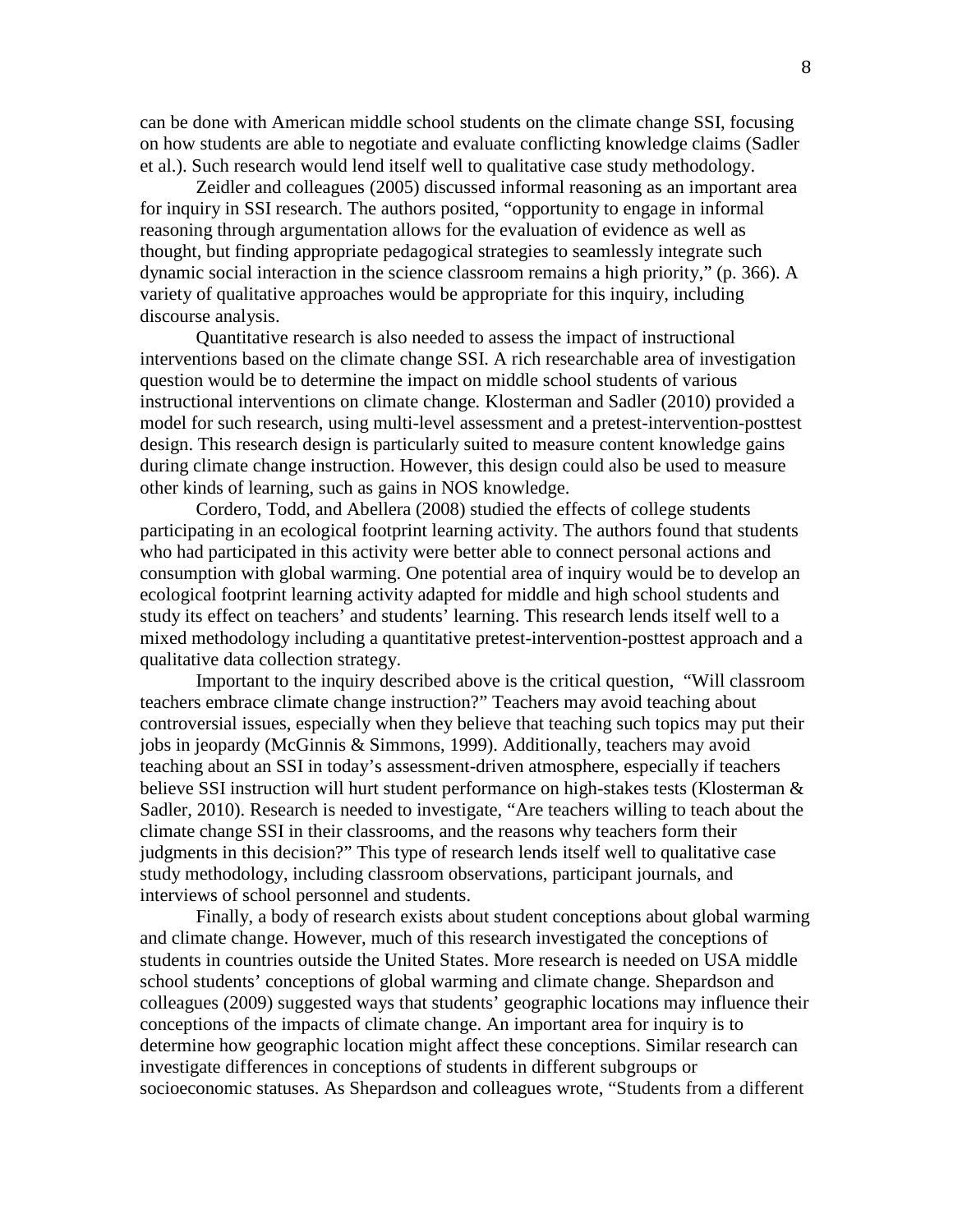can be done with American middle school students on the climate change SSI, focusing on how students are able to negotiate and evaluate conflicting knowledge claims (Sadler et al.). Such research would lend itself well to qualitative case study methodology.

Zeidler and colleagues (2005) discussed informal reasoning as an important area for inquiry in SSI research. The authors posited, "opportunity to engage in informal reasoning through argumentation allows for the evaluation of evidence as well as thought, but finding appropriate pedagogical strategies to seamlessly integrate such dynamic social interaction in the science classroom remains a high priority," (p. 366). A variety of qualitative approaches would be appropriate for this inquiry, including discourse analysis.

Quantitative research is also needed to assess the impact of instructional interventions based on the climate change SSI. A rich researchable area of investigation question would be to determine the impact on middle school students of various instructional interventions on climate change. Klosterman and Sadler (2010) provided a model for such research, using multi-level assessment and a pretest-intervention-posttest design. This research design is particularly suited to measure content knowledge gains during climate change instruction. However, this design could also be used to measure other kinds of learning, such as gains in NOS knowledge.

Cordero, Todd, and Abellera (2008) studied the effects of college students participating in an ecological footprint learning activity. The authors found that students who had participated in this activity were better able to connect personal actions and consumption with global warming. One potential area of inquiry would be to develop an ecological footprint learning activity adapted for middle and high school students and study its effect on teachers' and students' learning. This research lends itself well to a mixed methodology including a quantitative pretest-intervention-posttest approach and a qualitative data collection strategy.

Important to the inquiry described above is the critical question, "Will classroom teachers embrace climate change instruction?" Teachers may avoid teaching about controversial issues, especially when they believe that teaching such topics may put their jobs in jeopardy (McGinnis & Simmons, 1999). Additionally, teachers may avoid teaching about an SSI in today's assessment-driven atmosphere, especially if teachers believe SSI instruction will hurt student performance on high-stakes tests (Klosterman & Sadler, 2010). Research is needed to investigate, "Are teachers willing to teach about the climate change SSI in their classrooms, and the reasons why teachers form their judgments in this decision?" This type of research lends itself well to qualitative case study methodology, including classroom observations, participant journals, and interviews of school personnel and students.

Finally, a body of research exists about student conceptions about global warming and climate change. However, much of this research investigated the conceptions of students in countries outside the United States. More research is needed on USA middle school students' conceptions of global warming and climate change. Shepardson and colleagues (2009) suggested ways that students' geographic locations may influence their conceptions of the impacts of climate change. An important area for inquiry is to determine how geographic location might affect these conceptions. Similar research can investigate differences in conceptions of students in different subgroups or socioeconomic statuses. As Shepardson and colleagues wrote, "Students from a different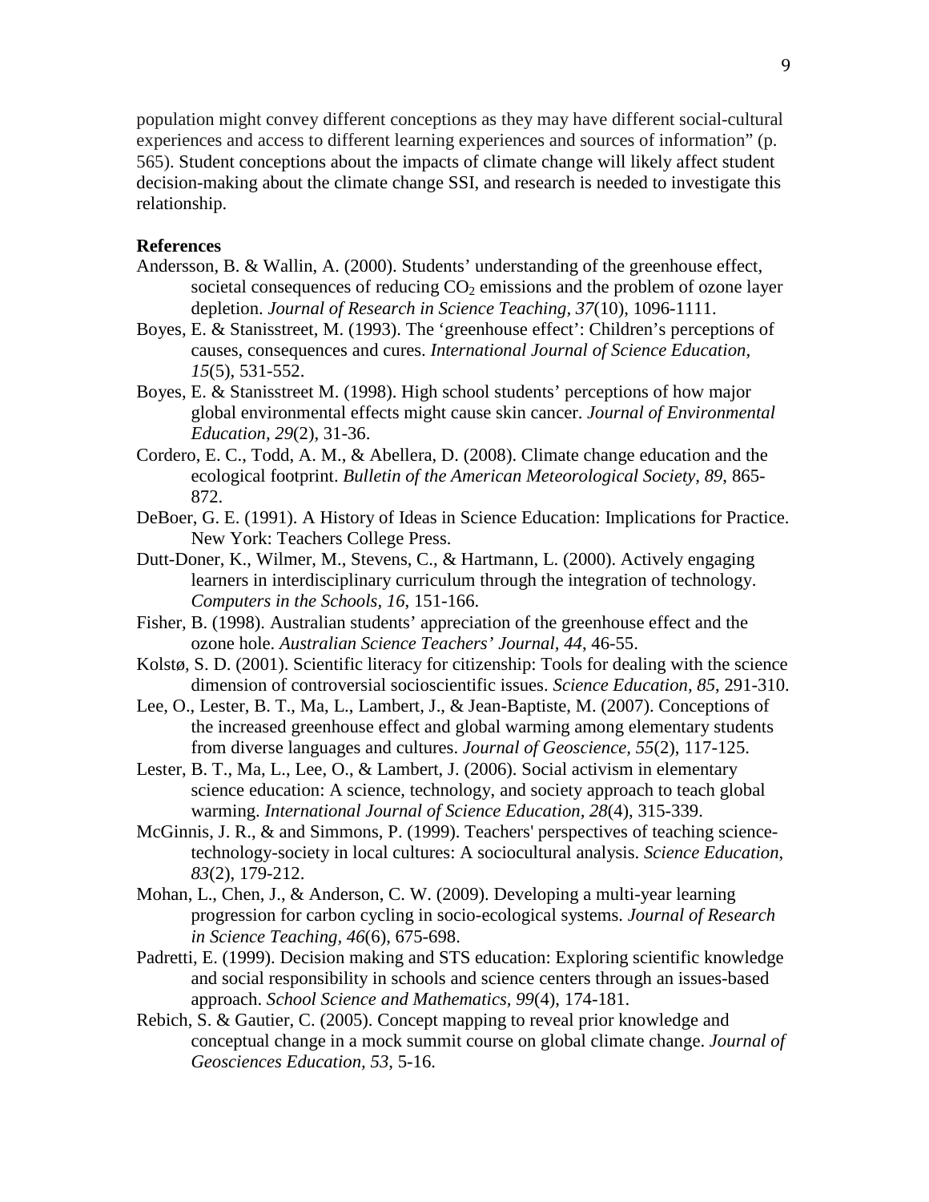population might convey different conceptions as they may have different social-cultural experiences and access to different learning experiences and sources of information" (p. 565). Student conceptions about the impacts of climate change will likely affect student decision-making about the climate change SSI, and research is needed to investigate this relationship.

**References**

Andersson, B. & Wallin, A. (2000). Students' understanding of the greenhouse effect, societal consequences of reducing $CO_2$ emissions and the problem of ozone layer depletion. *Journal of Research in Science Teaching, 37*(10), 1096-1111.

Boyes, E. & Stanisstreet, M. (1993). The 'greenhouse effect': Children's perceptions of causes, consequences and cures. *International Journal of Science Education, 15*(5), 531-552.

Boyes, E. & Stanisstreet M. (1998). High school students' perceptions of how major global environmental effects might cause skin cancer. *Journal of Environmental Education, 29*(2), 31-36.

Cordero, E. C., Todd, A. M., & Abellera, D. (2008). Climate change education and the ecological footprint. *Bulletin of the American Meteorological Society, 89*, 865-872.

DeBoer, G. E. (1991). A History of Ideas in Science Education: Implications for Practice. New York: Teachers College Press.

Dutt-Doner, K., Wilmer, M., Stevens, C., & Hartmann, L. (2000). Actively engaging learners in interdisciplinary curriculum through the integration of technology. *Computers in the Schools, 16*, 151-166.

Fisher, B. (1998). Australian students' appreciation of the greenhouse effect and the ozone hole. *Australian Science Teachers' Journal, 44*, 46-55.

Kolstø, S. D. (2001). Scientific literacy for citizenship: Tools for dealing with the science dimension of controversial socioscientific issues. *Science Education, 85*, 291-310.

Lee, O., Lester, B. T., Ma, L., Lambert, J., & Jean-Baptiste, M. (2007). Conceptions of the increased greenhouse effect and global warming among elementary students from diverse languages and cultures. *Journal of Geoscience, 55*(2), 117-125.

Lester, B. T., Ma, L., Lee, O., & Lambert, J. (2006). Social activism in elementary science education: A science, technology, and society approach to teach global warming. *International Journal of Science Education, 28*(4), 315-339.

McGinnis, J. R., & and Simmons, P. (1999). Teachers' perspectives of teaching science-technology-society in local cultures: A sociocultural analysis. *Science Education, 83*(2), 179-212.

Mohan, L., Chen, J., & Anderson, C. W. (2009). Developing a multi-year learning progression for carbon cycling in socio-ecological systems. *Journal of Research in Science Teaching, 46*(6), 675-698.

Padretti, E. (1999). Decision making and STS education: Exploring scientific knowledge and social responsibility in schools and science centers through an issues-based approach. *School Science and Mathematics, 99*(4), 174-181.

Rebich, S. & Gautier, C. (2005). Concept mapping to reveal prior knowledge and conceptual change in a mock summit course on global climate change. *Journal of Geosciences Education, 53*, 5-16.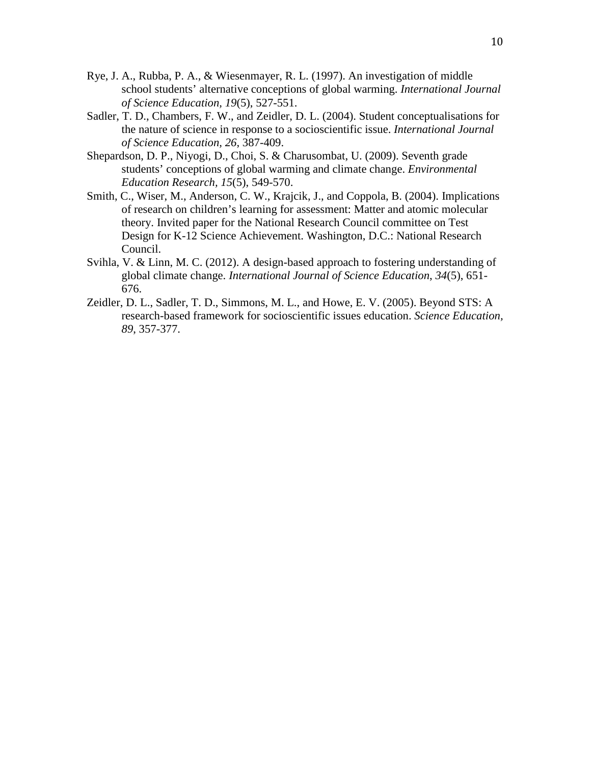Rye, J. A., Rubba, P. A., & Wiesenmayer, R. L. (1997). An investigation of middle school students' alternative conceptions of global warming. *International Journal of Science Education, 19*(5), 527-551.

Sadler, T. D., Chambers, F. W., and Zeidler, D. L. (2004). Student conceptualisations for the nature of science in response to a socioscientific issue. *International Journal of Science Education, 26*, 387-409.

Shepardson, D. P., Niyogi, D., Choi, S. & Charusombat, U. (2009). Seventh grade students' conceptions of global warming and climate change. *Environmental Education Research, 15*(5), 549-570.

Smith, C., Wiser, M., Anderson, C. W., Krajcik, J., and Coppola, B. (2004). Implications of research on children's learning for assessment: Matter and atomic molecular theory. Invited paper for the National Research Council committee on Test Design for K-12 Science Achievement. Washington, D.C.: National Research Council.

Svihla, V. & Linn, M. C. (2012). A design-based approach to fostering understanding of global climate change. *International Journal of Science Education*, *34*(5), 651-676.

Zeidler, D. L., Sadler, T. D., Simmons, M. L., and Howe, E. V. (2005). Beyond STS: A research-based framework for socioscientific issues education. *Science Education*, *89*, 357-377.